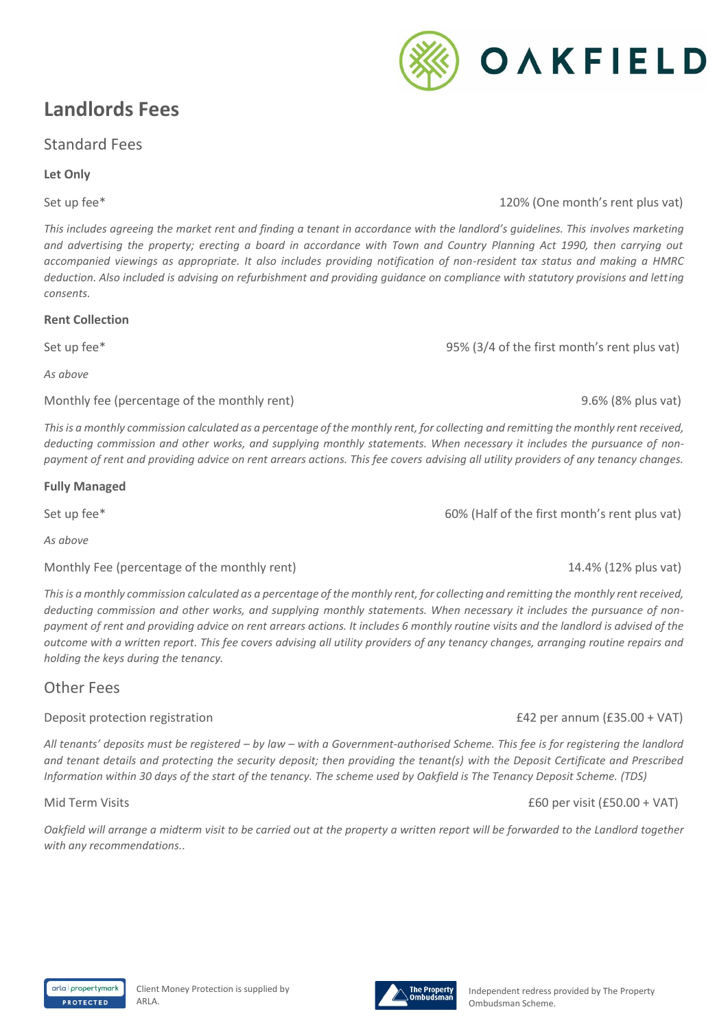# Landlords Fees

## Standard Fees

**Let Only**

Set up fee* 120% (One month's rent plus vat)

*This includes agreeing the market rent and finding a tenant in accordance with the landlord's guidelines. This involves marketing and advertising the property; erecting a board in accordance with Town and Country Planning Act 1990, then carrying out accompanied viewings as appropriate. It also includes providing notification of non-resident tax status and making a HMRC deduction. Also included is advising on refurbishment and providing guidance on compliance with statutory provisions and letting consents.*

**Rent Collection**

Set up fee* 95% (3/4 of the first month's rent plus vat)

*As above*

Monthly fee (percentage of the monthly rent) 9.6% (8% plus vat)

*This is a monthly commission calculated as a percentage of the monthly rent, for collecting and remitting the monthly rent received, deducting commission and other works, and supplying monthly statements. When necessary it includes the pursuance of non-payment of rent and providing advice on rent arrears actions. This fee covers advising all utility providers of any tenancy changes.*

**Fully Managed**

Set up fee* 60% (Half of the first month's rent plus vat)

*As above*

Monthly Fee (percentage of the monthly rent) 14.4% (12% plus vat)

*This is a monthly commission calculated as a percentage of the monthly rent, for collecting and remitting the monthly rent received, deducting commission and other works, and supplying monthly statements. When necessary it includes the pursuance of non-payment of rent and providing advice on rent arrears actions. It includes 6 monthly routine visits and the landlord is advised of the outcome with a written report. This fee covers advising all utility providers of any tenancy changes, arranging routine repairs and holding the keys during the tenancy.*

## Other Fees

Deposit protection registration £42 per annum (£35.00 + VAT)

*All tenants' deposits must be registered – by law – with a Government-authorised Scheme. This fee is for registering the landlord and tenant details and protecting the security deposit; then providing the tenant(s) with the Deposit Certificate and Prescribed Information within 30 days of the start of the tenancy. The scheme used by Oakfield is The Tenancy Deposit Scheme. (TDS)*

Mid Term Visits £60 per visit (£50.00 + VAT)

*Oakfield will arrange a midterm visit to be carried out at the property a written report will be forwarded to the Landlord together with any recommendations..*

Client Money Protection is supplied by ARLA.

Independent redress provided by The Property Ombudsman Scheme.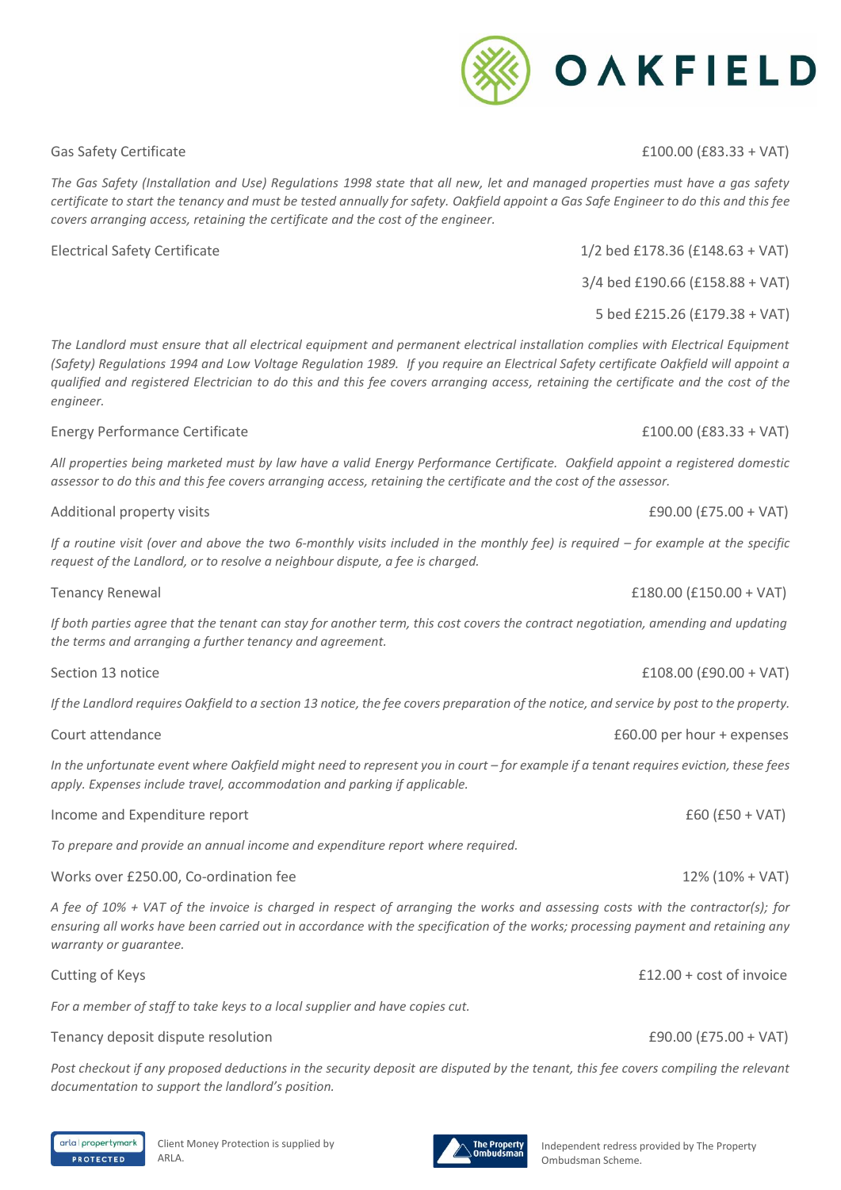Gas Safety Certificate — £100.00 (£83.33 + VAT)

*The Gas Safety (Installation and Use) Regulations 1998 state that all new, let and managed properties must have a gas safety certificate to start the tenancy and must be tested annually for safety. Oakfield appoint a Gas Safe Engineer to do this and this fee covers arranging access, retaining the certificate and the cost of the engineer.*

Electrical Safety Certificate — 1/2 bed £178.36 (£148.63 + VAT)

3/4 bed £190.66 (£158.88 + VAT)

5 bed £215.26 (£179.38 + VAT)

*The Landlord must ensure that all electrical equipment and permanent electrical installation complies with Electrical Equipment (Safety) Regulations 1994 and Low Voltage Regulation 1989. If you require an Electrical Safety certificate Oakfield will appoint a qualified and registered Electrician to do this and this fee covers arranging access, retaining the certificate and the cost of the engineer.*

Energy Performance Certificate — £100.00 (£83.33 + VAT)

*All properties being marketed must by law have a valid Energy Performance Certificate. Oakfield appoint a registered domestic assessor to do this and this fee covers arranging access, retaining the certificate and the cost of the assessor.*

Additional property visits — £90.00 (£75.00 + VAT)

*If a routine visit (over and above the two 6-monthly visits included in the monthly fee) is required – for example at the specific request of the Landlord, or to resolve a neighbour dispute, a fee is charged.*

Tenancy Renewal — £180.00 (£150.00 + VAT)

*If both parties agree that the tenant can stay for another term, this cost covers the contract negotiation, amending and updating the terms and arranging a further tenancy and agreement.*

Section 13 notice — £108.00 (£90.00 + VAT)

*If the Landlord requires Oakfield to a section 13 notice, the fee covers preparation of the notice, and service by post to the property.*

Court attendance — £60.00 per hour + expenses

*In the unfortunate event where Oakfield might need to represent you in court – for example if a tenant requires eviction, these fees apply. Expenses include travel, accommodation and parking if applicable.*

Income and Expenditure report — £60 (£50 + VAT)

*To prepare and provide an annual income and expenditure report where required.*

Works over £250.00, Co-ordination fee — 12% (10% + VAT)

*A fee of 10% + VAT of the invoice is charged in respect of arranging the works and assessing costs with the contractor(s); for ensuring all works have been carried out in accordance with the specification of the works; processing payment and retaining any warranty or guarantee.*

Cutting of Keys — £12.00 + cost of invoice

*For a member of staff to take keys to a local supplier and have copies cut.*

Tenancy deposit dispute resolution — £90.00 (£75.00 + VAT)

*Post checkout if any proposed deductions in the security deposit are disputed by the tenant, this fee covers compiling the relevant documentation to support the landlord's position.*

Client Money Protection is supplied by ARLA.

Independent redress provided by The Property Ombudsman Scheme.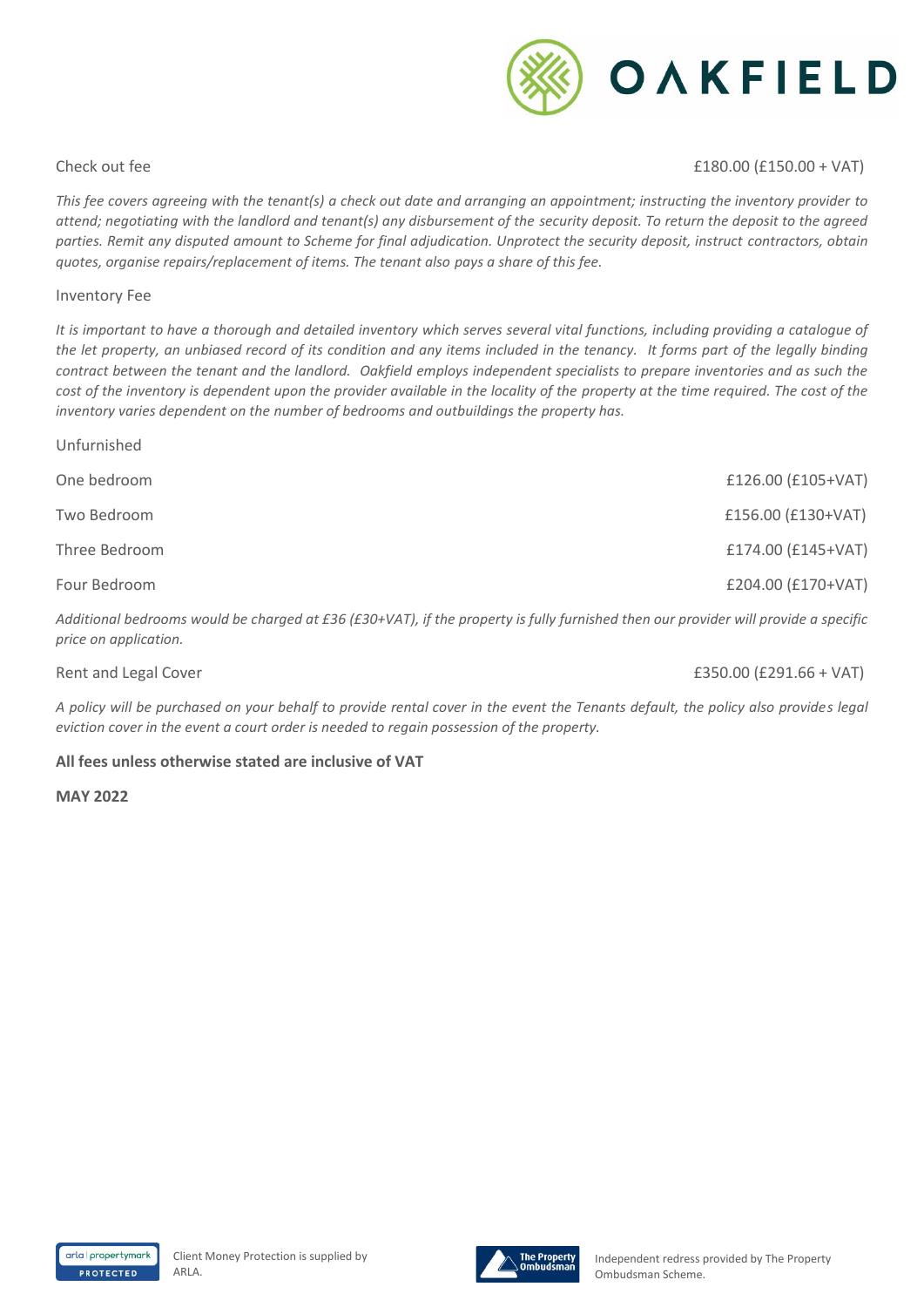| | |
|---|---|
| Check out fee | £180.00 (£150.00 + VAT) |

*This fee covers agreeing with the tenant(s) a check out date and arranging an appointment; instructing the inventory provider to attend; negotiating with the landlord and tenant(s) any disbursement of the security deposit. To return the deposit to the agreed parties. Remit any disputed amount to Scheme for final adjudication. Unprotect the security deposit, instruct contractors, obtain quotes, organise repairs/replacement of items. The tenant also pays a share of this fee.*

Inventory Fee

*It is important to have a thorough and detailed inventory which serves several vital functions, including providing a catalogue of the let property, an unbiased record of its condition and any items included in the tenancy. It forms part of the legally binding contract between the tenant and the landlord. Oakfield employs independent specialists to prepare inventories and as such the cost of the inventory is dependent upon the provider available in the locality of the property at the time required. The cost of the inventory varies dependent on the number of bedrooms and outbuildings the property has.*

Unfurnished

| | |
|---|---|
| One bedroom | £126.00 (£105+VAT) |
| Two Bedroom | £156.00 (£130+VAT) |
| Three Bedroom | £174.00 (£145+VAT) |
| Four Bedroom | £204.00 (£170+VAT) |

*Additional bedrooms would be charged at £36 (£30+VAT), if the property is fully furnished then our provider will provide a specific price on application.*

| | |
|---|---|
| Rent and Legal Cover | £350.00 (£291.66 + VAT) |

*A policy will be purchased on your behalf to provide rental cover in the event the Tenants default, the policy also provides legal eviction cover in the event a court order is needed to regain possession of the property.*

**All fees unless otherwise stated are inclusive of VAT**

**MAY 2022**

Client Money Protection is supplied by ARLA.

Independent redress provided by The Property Ombudsman Scheme.